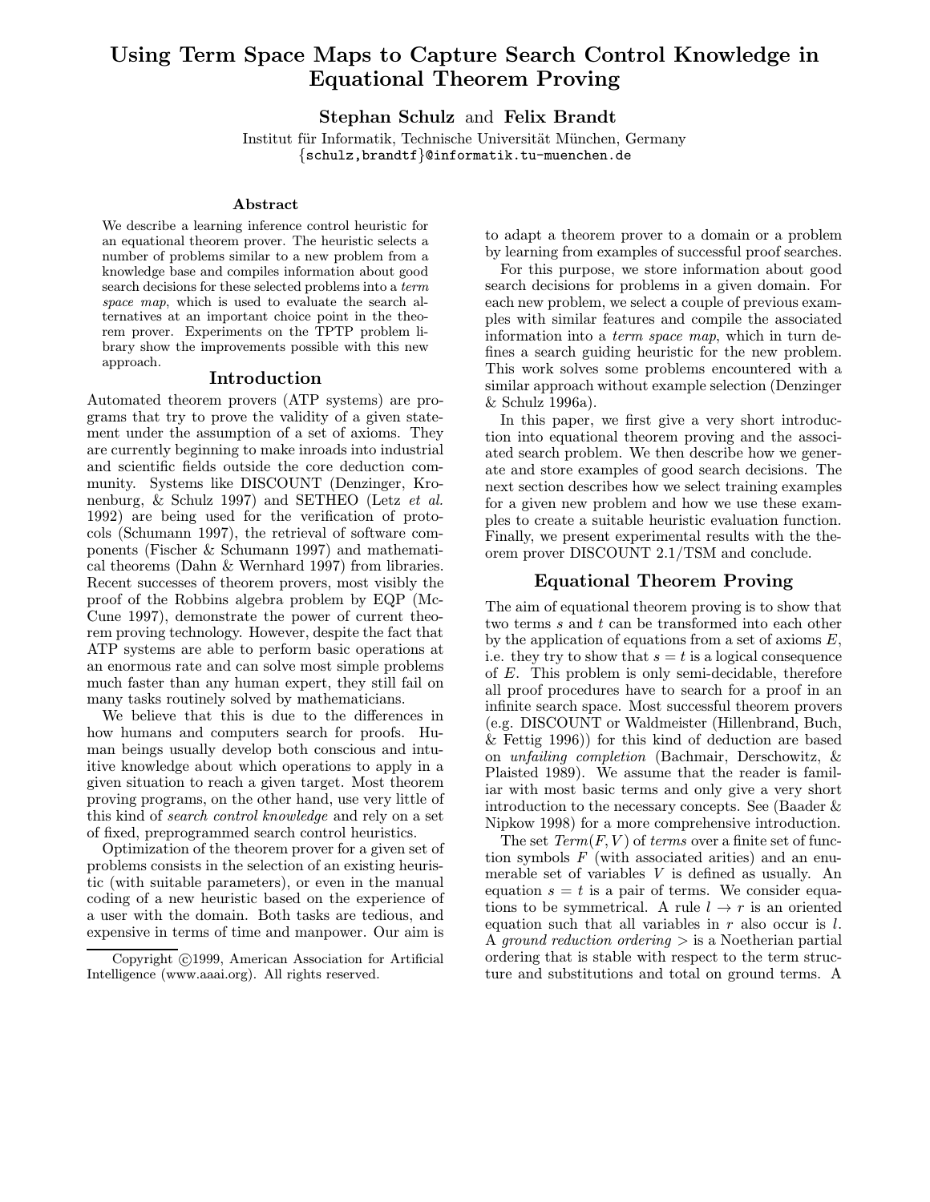# Using Term Space Maps to Capture Search Control Knowledge in Equational Theorem Proving

**Stephan Schulz** and **Felix Brandt**

Institut für Informatik, Technische Universität München, Germany
{schulz,brandtf}@informatik.tu-muenchen.de

## Abstract

We describe a learning inference control heuristic for an equational theorem prover. The heuristic selects a number of problems similar to a new problem from a knowledge base and compiles information about good search decisions for these selected problems into a *term space map*, which is used to evaluate the search alternatives at an important choice point in the theorem prover. Experiments on the TPTP problem library show the improvements possible with this new approach.

## Introduction

Automated theorem provers (ATP systems) are programs that try to prove the validity of a given statement under the assumption of a set of axioms. They are currently beginning to make inroads into industrial and scientific fields outside the core deduction community. Systems like DISCOUNT (Denzinger, Kronenburg, & Schulz 1997) and SETHEO (Letz *et al.* 1992) are being used for the verification of protocols (Schumann 1997), the retrieval of software components (Fischer & Schumann 1997) and mathematical theorems (Dahn & Wernhard 1997) from libraries. Recent successes of theorem provers, most visibly the proof of the Robbins algebra problem by EQP (McCune 1997), demonstrate the power of current theorem proving technology. However, despite the fact that ATP systems are able to perform basic operations at an enormous rate and can solve most simple problems much faster than any human expert, they still fail on many tasks routinely solved by mathematicians.

We believe that this is due to the differences in how humans and computers search for proofs. Human beings usually develop both conscious and intuitive knowledge about which operations to apply in a given situation to reach a given target. Most theorem proving programs, on the other hand, use very little of this kind of *search control knowledge* and rely on a set of fixed, preprogrammed search control heuristics.

Optimization of the theorem prover for a given set of problems consists in the selection of an existing heuristic (with suitable parameters), or even in the manual coding of a new heuristic based on the experience of a user with the domain. Both tasks are tedious, and expensive in terms of time and manpower. Our aim is to adapt a theorem prover to a domain or a problem by learning from examples of successful proof searches.

For this purpose, we store information about good search decisions for problems in a given domain. For each new problem, we select a couple of previous examples with similar features and compile the associated information into a *term space map*, which in turn defines a search guiding heuristic for the new problem. This work solves some problems encountered with a similar approach without example selection (Denzinger & Schulz 1996a).

In this paper, we first give a very short introduction into equational theorem proving and the associated search problem. We then describe how we generate and store examples of good search decisions. The next section describes how we select training examples for a given new problem and how we use these examples to create a suitable heuristic evaluation function. Finally, we present experimental results with the theorem prover DISCOUNT 2.1/TSM and conclude.

## Equational Theorem Proving

The aim of equational theorem proving is to show that two terms $s$ and $t$ can be transformed into each other by the application of equations from a set of axioms $E$, i.e. they try to show that $s = t$ is a logical consequence of $E$. This problem is only semi-decidable, therefore all proof procedures have to search for a proof in an infinite search space. Most successful theorem provers (e.g. DISCOUNT or Waldmeister (Hillenbrand, Buch, & Fettig 1996)) for this kind of deduction are based on *unfailing completion* (Bachmair, Derschowitz, & Plaisted 1989). We assume that the reader is familiar with most basic terms and only give a very short introduction to the necessary concepts. See (Baader & Nipkow 1998) for a more comprehensive introduction.

The set $Term(F, V)$ of *terms* over a finite set of function symbols $F$ (with associated arities) and an enumerable set of variables $V$ is defined as usually. An equation $s = t$ is a pair of terms. We consider equations to be symmetrical. A rule $l \rightarrow r$ is an oriented equation such that all variables in $r$ also occur is $l$. A *ground reduction ordering* $>$ is a Noetherian partial ordering that is stable with respect to the term structure and substitutions and total on ground terms. A

Copyright ©1999, American Association for Artificial Intelligence (www.aaai.org). All rights reserved.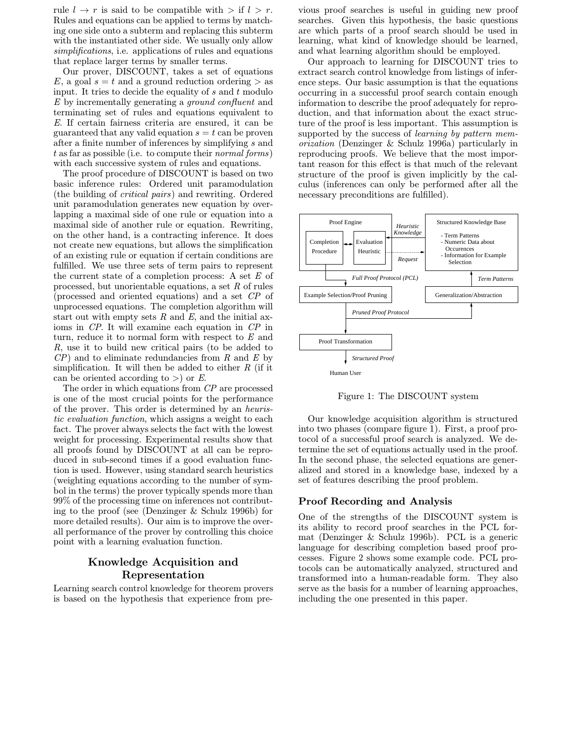rule $l \rightarrow r$ is said to be compatible with $>$ if $l > r$. Rules and equations can be applied to terms by matching one side onto a subterm and replacing this subterm with the instantiated other side. We usually only allow *simplifications*, i.e. applications of rules and equations that replace larger terms by smaller terms.

Our prover, DISCOUNT, takes a set of equations $E$, a goal $s = t$ and a ground reduction ordering $>$ as input. It tries to decide the equality of $s$ and $t$ modulo $E$ by incrementally generating a *ground confluent* and terminating set of rules and equations equivalent to $E$. If certain fairness criteria are ensured, it can be guaranteed that any valid equation $s = t$ can be proven after a finite number of inferences by simplifying $s$ and $t$ as far as possible (i.e. to compute their *normal forms*) with each successive system of rules and equations.

The proof procedure of DISCOUNT is based on two basic inference rules: Ordered unit paramodulation (the building of *critical pairs*) and rewriting. Ordered unit paramodulation generates new equation by overlapping a maximal side of one rule or equation into a maximal side of another rule or equation. Rewriting, on the other hand, is a contracting inference. It does not create new equations, but allows the simplification of an existing rule or equation if certain conditions are fulfilled. We use three sets of term pairs to represent the current state of a completion process: A set $E$ of processed, but unorientable equations, a set $R$ of rules (processed and oriented equations) and a set $CP$ of unprocessed equations. The completion algorithm will start out with empty sets $R$ and $E$, and the initial axioms in $CP$. It will examine each equation in $CP$ in turn, reduce it to normal form with respect to $E$ and $R$, use it to build new critical pairs (to be added to $CP$) and to eliminate redundancies from $R$ and $E$ by simplification. It will then be added to either $R$ (if it can be oriented according to $>$) or $E$.

The order in which equations from $CP$ are processed is one of the most crucial points for the performance of the prover. This order is determined by an *heuristic evaluation function*, which assigns a weight to each fact. The prover always selects the fact with the lowest weight for processing. Experimental results show that all proofs found by DISCOUNT at all can be reproduced in sub-second times if a good evaluation function is used. However, using standard search heuristics (weighting equations according to the number of symbol in the terms) the prover typically spends more than 99% of the processing time on inferences not contributing to the proof (see (Denzinger & Schulz 1996b) for more detailed results). Our aim is to improve the overall performance of the prover by controlling this choice point with a learning evaluation function.

## Knowledge Acquisition and Representation

Learning search control knowledge for theorem provers is based on the hypothesis that experience from previous proof searches is useful in guiding new proof searches. Given this hypothesis, the basic questions are which parts of a proof search should be used in learning, what kind of knowledge should be learned, and what learning algorithm should be employed.

Our approach to learning for DISCOUNT tries to extract search control knowledge from listings of inference steps. Our basic assumption is that the equations occurring in a successful proof search contain enough information to describe the proof adequately for reproduction, and that information about the exact structure of the proof is less important. This assumption is supported by the success of *learning by pattern memorization* (Denzinger & Schulz 1996a) particularly in reproducing proofs. We believe that the most important reason for this effect is that much of the relevant structure of the proof is given implicitly by the calculus (inferences can only be performed after all the necessary preconditions are fulfilled).

Figure 1: The DISCOUNT system

Our knowledge acquisition algorithm is structured into two phases (compare figure 1). First, a proof protocol of a successful proof search is analyzed. We determine the set of equations actually used in the proof. In the second phase, the selected equations are generalized and stored in a knowledge base, indexed by a set of features describing the proof problem.

### Proof Recording and Analysis

One of the strengths of the DISCOUNT system is its ability to record proof searches in the PCL format (Denzinger & Schulz 1996b). PCL is a generic language for describing completion based proof processes. Figure 2 shows some example code. PCL protocols can be automatically analyzed, structured and transformed into a human-readable form. They also serve as the basis for a number of learning approaches, including the one presented in this paper.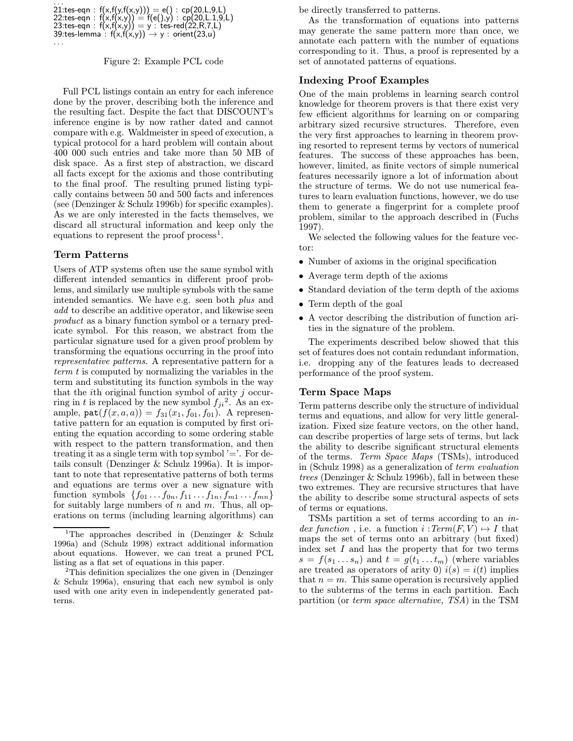```
...
21:tes-eqn : f(x,f(y,f(x,y))) = e() : cp(20,L,9,L)
22:tes-eqn : f(x,f(x,y)) = f(e(),y) : cp(20,L.1,9,L)
23:tes-eqn : f(x,f(x,y)) = y : tes-red(22,R,7,L)
39:tes-lemma : f(x,f(x,y)) → y : orient(23,u)
...
```

Figure 2: Example PCL code

Full PCL listings contain an entry for each inference done by the prover, describing both the inference and the resulting fact. Despite the fact that DISCOUNT's inference engine is by now rather dated and cannot compare with e.g. Waldmeister in speed of execution, a typical protocol for a hard problem will contain about 400 000 such entries and take more than 50 MB of disk space. As a first step of abstraction, we discard all facts except for the axioms and those contributing to the final proof. The resulting pruned listing typically contains between 50 and 500 facts and inferences (see (Denzinger & Schulz 1996b) for specific examples). As we are only interested in the facts themselves, we discard all structural information and keep only the equations to represent the proof process[1].

## Term Patterns

Users of ATP systems often use the same symbol with different intended semantics in different proof problems, and similarly use multiple symbols with the same intended semantics. We have e.g. seen both *plus* and *add* to describe an additive operator, and likewise seen *product* as a binary function symbol or a ternary predicate symbol. For this reason, we abstract from the particular signature used for a given proof problem by transforming the equations occurring in the proof into *representative patterns*. A representative pattern for a *term* $t$ is computed by normalizing the variables in the term and substituting its function symbols in the way that the $i$th original function symbol of arity $j$ occurring in $t$ is replaced by the new symbol $f_{ji}$[2]. As an example, $\texttt{pat}(f(x, a, a)) = f_{31}(x_1, f_{01}, f_{01})$. A representative pattern for an equation is computed by first orienting the equation according to some ordering stable with respect to the pattern transformation, and then treating it as a single term with top symbol '='. For details consult (Denzinger & Schulz 1996a). It is important to note that representative patterns of both terms and equations are terms over a new signature with function symbols $\{f_{01} \dots f_{0n}, f_{11} \dots f_{1n}, f_{m1} \dots f_{mn}\}$ for suitably large numbers of $n$ and $m$. Thus, all operations on terms (including learning algorithms) can be directly transferred to patterns.

As the transformation of equations into patterns may generate the same pattern more than once, we annotate each pattern with the number of equations corresponding to it. Thus, a proof is represented by a set of annotated patterns of equations.

## Indexing Proof Examples

One of the main problems in learning search control knowledge for theorem provers is that there exist very few efficient algorithms for learning on or comparing arbitrary sized recursive structures. Therefore, even the very first approaches to learning in theorem proving resorted to represent terms by vectors of numerical features. The success of these approaches has been, however, limited, as finite vectors of simple numerical features necessarily ignore a lot of information about the structure of terms. We do not use numerical features to learn evaluation functions, however, we do use them to generate a fingerprint for a complete proof problem, similar to the approach described in (Fuchs 1997).

We selected the following values for the feature vector:

- Number of axioms in the original specification
- Average term depth of the axioms
- Standard deviation of the term depth of the axioms
- Term depth of the goal
- A vector describing the distribution of function arities in the signature of the problem.

The experiments described below showed that this set of features does not contain redundant information, i.e. dropping any of the features leads to decreased performance of the proof system.

## Term Space Maps

Term patterns describe only the structure of individual terms and equations, and allow for very little generalization. Fixed size feature vectors, on the other hand, can describe properties of large sets of terms, but lack the ability to describe significant structural elements of the terms. *Term Space Maps* (TSMs), introduced in (Schulz 1998) as a generalization of *term evaluation trees* (Denzinger & Schulz 1996b), fall in between these two extremes. They are recursive structures that have the ability to describe some structural aspects of sets of terms or equations.

TSMs partition a set of terms according to an *index function*, i.e. a function $i : Term(F, V) \mapsto I$ that maps the set of terms onto an arbitrary (but fixed) index set $I$ and has the property that for two terms $s = f(s_1 \dots s_n)$ and $t = g(t_1 \dots t_m)$ (where variables are treated as operators of arity 0) $i(s) = i(t)$ implies that $n = m$. This same operation is recursively applied to the subterms of the terms in each partition. Each partition (or *term space alternative, TSA*) in the TSM

[1] The approaches described in (Denzinger & Schulz 1996a) and (Schulz 1998) extract additional information about equations. However, we can treat a pruned PCL listing as a flat set of equations in this paper.

[2] This definition specializes the one given in (Denzinger & Schulz 1996a), ensuring that each new symbol is only used with one arity even in independently generated patterns.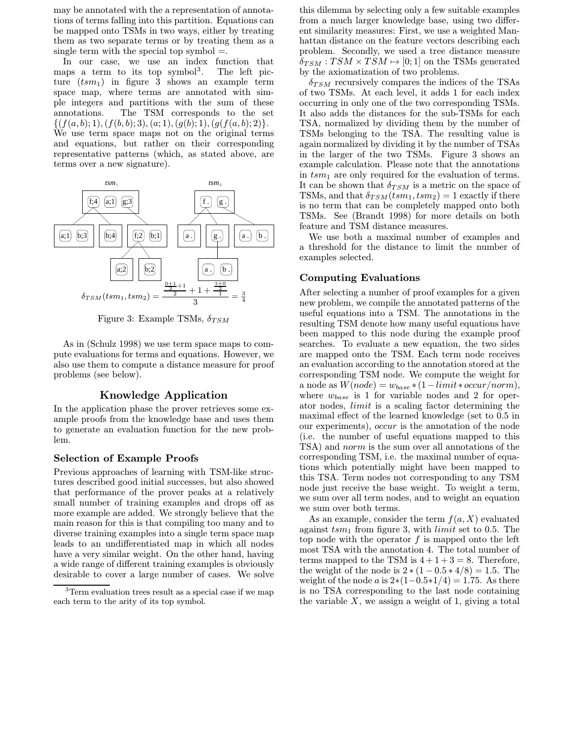may be annotated with the a representation of annotations of terms falling into this partition. Equations can be mapped onto TSMs in two ways, either by treating them as two separate terms or by treating them as a single term with the special top symbol $=$.

In our case, we use an index function that maps a term to its top symbol[3]. The left picture ($tsm_1$) in figure 3 shows an example term space map, where terms are annotated with simple integers and partitions with the sum of these annotations. The TSM corresponds to the set $\{(f(a,b);1),(f(b,b);3),(a;1),(g(b);1),(g(f(a,b);2)\}$. We use term space maps not on the original terms and equations, but rather on their corresponding representative patterns (which, as stated above, are terms over a new signature).

$$\delta_{TSM}(tsm_1, tsm_2) = \frac{\frac{\frac{0+1}{2}+1}{2} + 1 + \frac{\frac{1+0}{2}}{1}}{3} = \frac{3}{4}$$

Figure 3: Example TSMs, $\delta_{TSM}$

As in (Schulz 1998) we use term space maps to compute evaluations for terms and equations. However, we also use them to compute a distance measure for proof problems (see below).

## Knowledge Application

In the application phase the prover retrieves some example proofs from the knowledge base and uses them to generate an evaluation function for the new problem.

### Selection of Example Proofs

Previous approaches of learning with TSM-like structures described good initial successes, but also showed that performance of the prover peaks at a relatively small number of training examples and drops off as more example are added. We strongly believe that the main reason for this is that compiling too many and to diverse training examples into a single term space map leads to an undifferentiated map in which all nodes have a very similar weight. On the other hand, having a wide range of different training examples is obviously desirable to cover a large number of cases. We solve this dilemma by selecting only a few suitable examples from a much larger knowledge base, using two different similarity measures: First, we use a weighted Manhattan distance on the feature vectors describing each problem. Secondly, we used a tree distance measure $\delta_{TSM} : TSM \times TSM \mapsto [0;1]$ on the TSMs generated by the axiomatization of two problems.

$\delta_{TSM}$ recursively compares the indices of the TSAs of two TSMs. At each level, it adds 1 for each index occurring in only one of the two corresponding TSMs. It also adds the distances for the sub-TSMs for each TSA, normalized by dividing them by the number of TSMs belonging to the TSA. The resulting value is again normalized by dividing it by the number of TSAs in the larger of the two TSMs. Figure 3 shows an example calculation. Please note that the annotations in $tsm_1$ are only required for the evaluation of terms. It can be shown that $\delta_{TSM}$ is a metric on the space of TSMs, and that $\delta_{TSM}(tsm_1, tsm_2) = 1$ exactly if there is no term that can be completely mapped onto both TSMs. See (Brandt 1998) for more details on both feature and TSM distance measures.

We use both a maximal number of examples and a threshold for the distance to limit the number of examples selected.

### Computing Evaluations

After selecting a number of proof examples for a given new problem, we compile the annotated patterns of the useful equations into a TSM. The annotations in the resulting TSM denote how many useful equations have been mapped to this node during the example proof searches. To evaluate a new equation, the two sides are mapped onto the TSM. Each term node receives an evaluation according to the annotation stored at the corresponding TSM node. We compute the weight for a node as $W(node) = w_{base} * (1 - limit * occur/norm)$, where $w_{base}$ is 1 for variable nodes and 2 for operator nodes, $limit$ is a scaling factor determining the maximal effect of the learned knowledge (set to 0.5 in our experiments), $occur$ is the annotation of the node (i.e. the number of useful equations mapped to this TSA) and $norm$ is the sum over all annotations of the corresponding TSM, i.e. the maximal number of equations which potentially might have been mapped to this TSA. Term nodes not corresponding to any TSM node just receive the base weight. To weight a term, we sum over all term nodes, and to weight an equation we sum over both terms.

As an example, consider the term $f(a,X)$ evaluated against $tsm_1$ from figure 3, with $limit$ set to 0.5. The top node with the operator $f$ is mapped onto the left most TSA with the annotation 4. The total number of terms mapped to the TSM is $4+1+3 = 8$. Therefore, the weight of the node is $2*(1-0.5*4/8) = 1.5$. The weight of the node $a$ is $2*(1-0.5*1/4) = 1.75$. As there is no TSA corresponding to the last node containing the variable $X$, we assign a weight of 1, giving a total

[3]Term evaluation trees result as a special case if we map each term to the arity of its top symbol.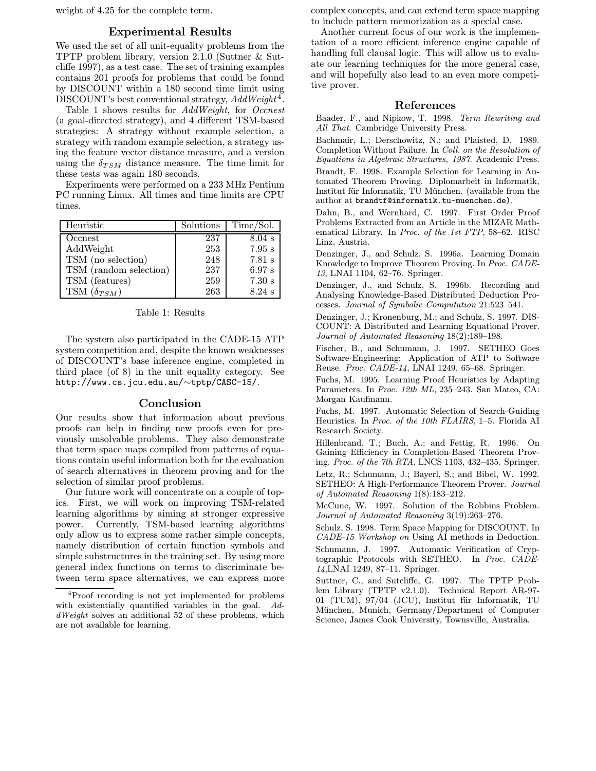weight of 4.25 for the complete term.

## Experimental Results

We used the set of all unit-equality problems from the TPTP problem library, version 2.1.0 (Suttner & Sutcliffe 1997), as a test case. The set of training examples contains 201 proofs for problems that could be found by DISCOUNT within a 180 second time limit using DISCOUNT's best conventional strategy, *AddWeight*[4].

Table 1 shows results for *AddWeight*, for *Occnest* (a goal-directed strategy), and 4 different TSM-based strategies: A strategy without example selection, a strategy with random example selection, a strategy using the feature vector distance measure, and a version using the $\delta_{TSM}$ distance measure. The time limit for these tests was again 180 seconds.

Experiments were performed on a 233 MHz Pentium PC running Linux. All times and time limits are CPU times.

| Heuristic | Solutions | Time/Sol. |
|---|---|---|
| Occnest | 237 | 8.04 s |
| AddWeight | 253 | 7.95 s |
| TSM (no selection) | 248 | 7.81 s |
| TSM (random selection) | 237 | 6.97 s |
| TSM (features) | 259 | 7.30 s |
| TSM ($\delta_{TSM}$) | 263 | 8.24 s |

Table 1: Results

The system also participated in the CADE-15 ATP system competition and, despite the known weaknesses of DISCOUNT's base inference engine, completed in third place (of 8) in the unit equality category. See http://www.cs.jcu.edu.au/~tptp/CASC-15/.

## Conclusion

Our results show that information about previous proofs can help in finding new proofs even for previously unsolvable problems. They also demonstrate that term space maps compiled from patterns of equations contain useful information both for the evaluation of search alternatives in theorem proving and for the selection of similar proof problems.

Our future work will concentrate on a couple of topics. First, we will work on improving TSM-related learning algorithms by aiming at stronger expressive power. Currently, TSM-based learning algorithms only allow us to express some rather simple concepts, namely distribution of certain function symbols and simple substructures in the training set. By using more general index functions on terms to discriminate between term space alternatives, we can express more complex concepts, and can extend term space mapping to include pattern memorization as a special case.

Another current focus of our work is the implementation of a more efficient inference engine capable of handling full clausal logic. This will allow us to evaluate our learning techniques for the more general case, and will hopefully also lead to an even more competitive prover.

[4] Proof recording is not yet implemented for problems with existentially quantified variables in the goal. *AddWeight* solves an additional 52 of these problems, which are not available for learning.

## References

Baader, F., and Nipkow, T. 1998. *Term Rewriting and All That.* Cambridge University Press.

Bachmair, L.; Derschowitz, N.; and Plaisted, D. 1989. Completion Without Failure. In *Coll. on the Resolution of Equations in Algebraic Structures, 1987*. Academic Press.

Brandt, F. 1998. Example Selection for Learning in Automated Theorem Proving. Diplomarbeit in Informatik, Institut für Informatik, TU München. (available from the author at brandtf@informatik.tu-muenchen.de).

Dahn, B., and Wernhard, C. 1997. First Order Proof Problems Extracted from an Article in the MIZAR Mathematical Library. In *Proc. of the 1st FTP*, 58–62. RISC Linz, Austria.

Denzinger, J., and Schulz, S. 1996a. Learning Domain Knowledge to Improve Theorem Proving. In *Proc. CADE-13*, LNAI 1104, 62–76. Springer.

Denzinger, J., and Schulz, S. 1996b. Recording and Analysing Knowledge-Based Distributed Deduction Processes. *Journal of Symbolic Computation* 21:523–541.

Denzinger, J.; Kronenburg, M.; and Schulz, S. 1997. DISCOUNT: A Distributed and Learning Equational Prover. *Journal of Automated Reasoning* 18(2):189–198.

Fischer, B., and Schumann, J. 1997. SETHEO Goes Software-Engineering: Application of ATP to Software Reuse. *Proc. CADE-14*, LNAI 1249, 65–68. Springer.

Fuchs, M. 1995. Learning Proof Heuristics by Adapting Parameters. In *Proc. 12th ML*, 235–243. San Mateo, CA: Morgan Kaufmann.

Fuchs, M. 1997. Automatic Selection of Search-Guiding Heuristics. In *Proc. of the 10th FLAIRS*, 1–5. Florida AI Research Society.

Hillenbrand, T.; Buch, A.; and Fettig, R. 1996. On Gaining Efficiency in Completion-Based Theorem Proving. *Proc. of the 7th RTA*, LNCS 1103, 432–435. Springer.

Letz, R.; Schumann, J.; Bayerl, S.; and Bibel, W. 1992. SETHEO: A High-Performance Theorem Prover. *Journal of Automated Reasoning* 1(8):183–212.

McCune, W. 1997. Solution of the Robbins Problem. *Journal of Automated Reasoning* 3(19):263–276.

Schulz, S. 1998. Term Space Mapping for DISCOUNT. In *CADE-15 Workshop on* Using AI methods in Deduction.

Schumann, J. 1997. Automatic Verification of Cryptographic Protocols with SETHEO. In *Proc. CADE-14*,LNAI 1249, 87–11. Springer.

Suttner, C., and Sutcliffe, G. 1997. The TPTP Problem Library (TPTP v2.1.0). Technical Report AR-97-01 (TUM), 97/04 (JCU), Institut für Informatik, TU München, Munich, Germany/Department of Computer Science, James Cook University, Townsville, Australia.